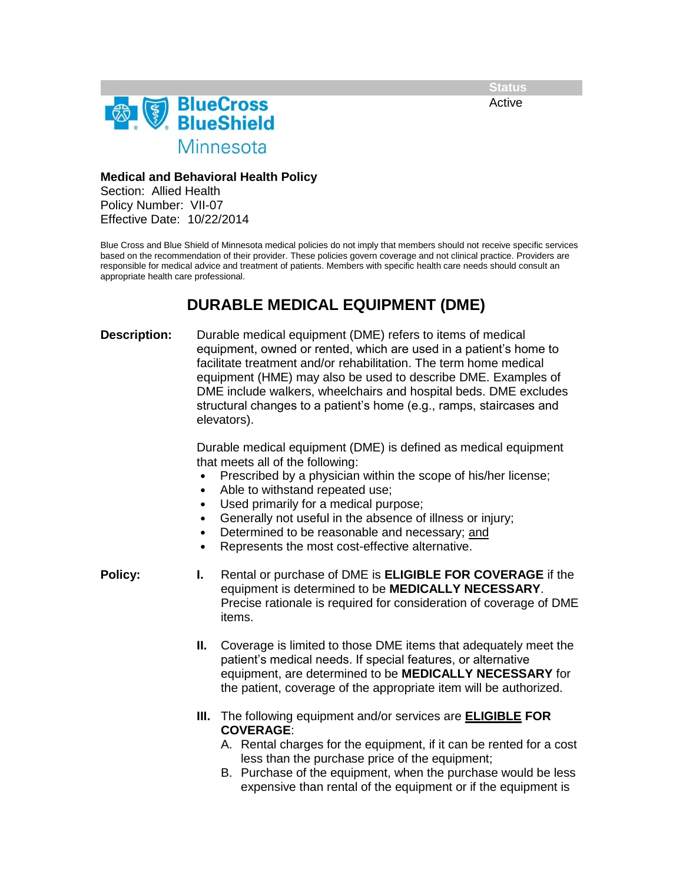**Status**
Active

**Medical and Behavioral Health Policy**
Section: Allied Health
Policy Number: VII-07
Effective Date: 10/22/2014

Blue Cross and Blue Shield of Minnesota medical policies do not imply that members should not receive specific services based on the recommendation of their provider. These policies govern coverage and not clinical practice. Providers are responsible for medical advice and treatment of patients. Members with specific health care needs should consult an appropriate health care professional.

# DURABLE MEDICAL EQUIPMENT (DME)

**Description:**

Durable medical equipment (DME) refers to items of medical equipment, owned or rented, which are used in a patient's home to facilitate treatment and/or rehabilitation. The term home medical equipment (HME) may also be used to describe DME. Examples of DME include walkers, wheelchairs and hospital beds. DME excludes structural changes to a patient's home (e.g., ramps, staircases and elevators).

Durable medical equipment (DME) is defined as medical equipment that meets all of the following:

- Prescribed by a physician within the scope of his/her license;
- Able to withstand repeated use;
- Used primarily for a medical purpose;
- Generally not useful in the absence of illness or injury;
- Determined to be reasonable and necessary; <u>and</u>
- Represents the most cost-effective alternative.

**Policy:**

**I.** Rental or purchase of DME is **ELIGIBLE FOR COVERAGE** if the equipment is determined to be **MEDICALLY NECESSARY**. Precise rationale is required for consideration of coverage of DME items.

**II.** Coverage is limited to those DME items that adequately meet the patient's medical needs. If special features, or alternative equipment, are determined to be **MEDICALLY NECESSARY** for the patient, coverage of the appropriate item will be authorized.

**III.** The following equipment and/or services are **<u>ELIGIBLE</u> FOR COVERAGE**:

A. Rental charges for the equipment, if it can be rented for a cost less than the purchase price of the equipment;

B. Purchase of the equipment, when the purchase would be less expensive than rental of the equipment or if the equipment is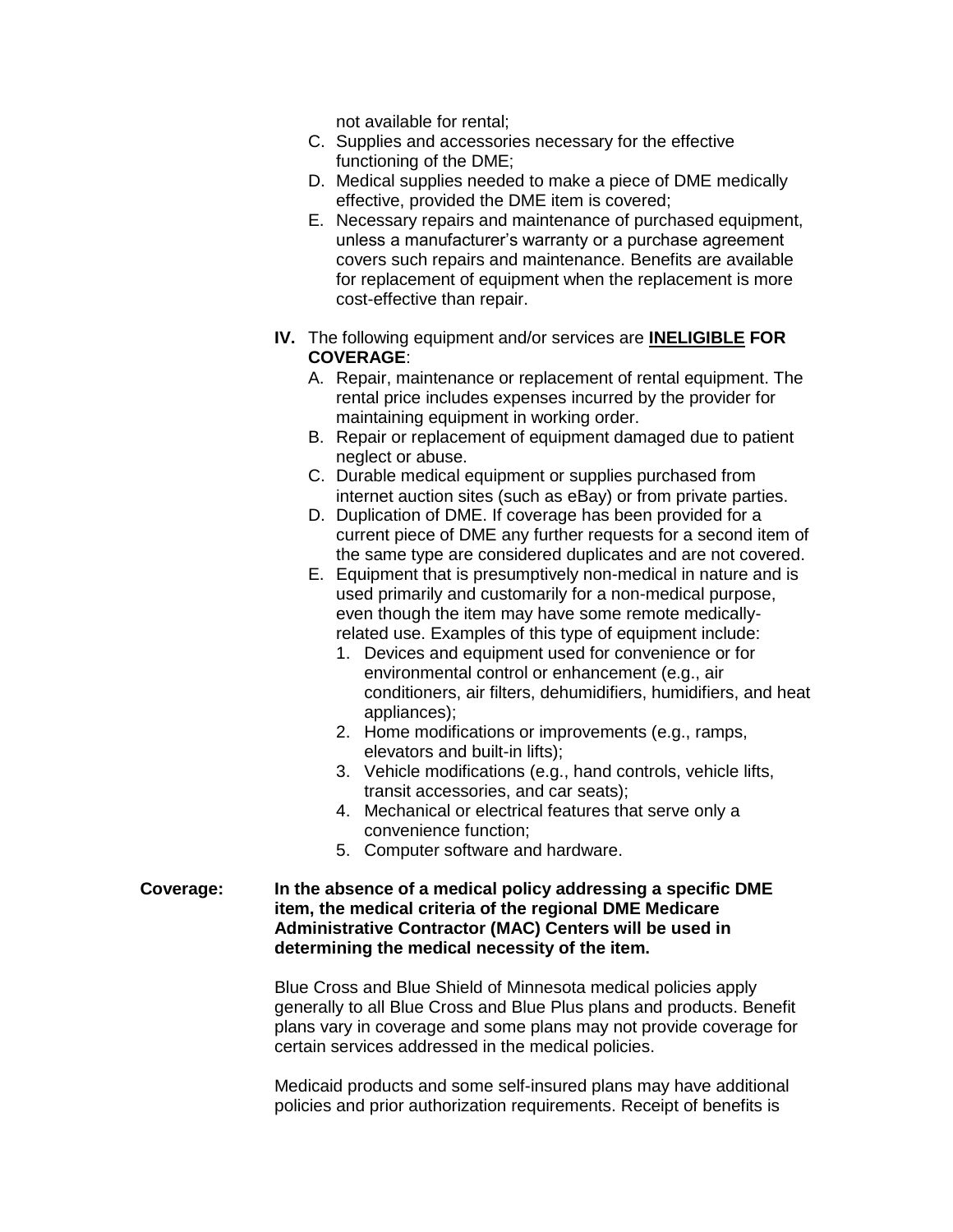not available for rental;

C. Supplies and accessories necessary for the effective functioning of the DME;
D. Medical supplies needed to make a piece of DME medically effective, provided the DME item is covered;
E. Necessary repairs and maintenance of purchased equipment, unless a manufacturer's warranty or a purchase agreement covers such repairs and maintenance. Benefits are available for replacement of equipment when the replacement is more cost-effective than repair.

**IV.** The following equipment and/or services are **INELIGIBLE FOR COVERAGE**:

A. Repair, maintenance or replacement of rental equipment. The rental price includes expenses incurred by the provider for maintaining equipment in working order.
B. Repair or replacement of equipment damaged due to patient neglect or abuse.
C. Durable medical equipment or supplies purchased from internet auction sites (such as eBay) or from private parties.
D. Duplication of DME. If coverage has been provided for a current piece of DME any further requests for a second item of the same type are considered duplicates and are not covered.
E. Equipment that is presumptively non-medical in nature and is used primarily and customarily for a non-medical purpose, even though the item may have some remote medically-related use. Examples of this type of equipment include:
   1. Devices and equipment used for convenience or for environmental control or enhancement (e.g., air conditioners, air filters, dehumidifiers, humidifiers, and heat appliances);
   2. Home modifications or improvements (e.g., ramps, elevators and built-in lifts);
   3. Vehicle modifications (e.g., hand controls, vehicle lifts, transit accessories, and car seats);
   4. Mechanical or electrical features that serve only a convenience function;
   5. Computer software and hardware.

**Coverage:** **In the absence of a medical policy addressing a specific DME item, the medical criteria of the regional DME Medicare Administrative Contractor (MAC) Centers will be used in determining the medical necessity of the item.**

Blue Cross and Blue Shield of Minnesota medical policies apply generally to all Blue Cross and Blue Plus plans and products. Benefit plans vary in coverage and some plans may not provide coverage for certain services addressed in the medical policies.

Medicaid products and some self-insured plans may have additional policies and prior authorization requirements. Receipt of benefits is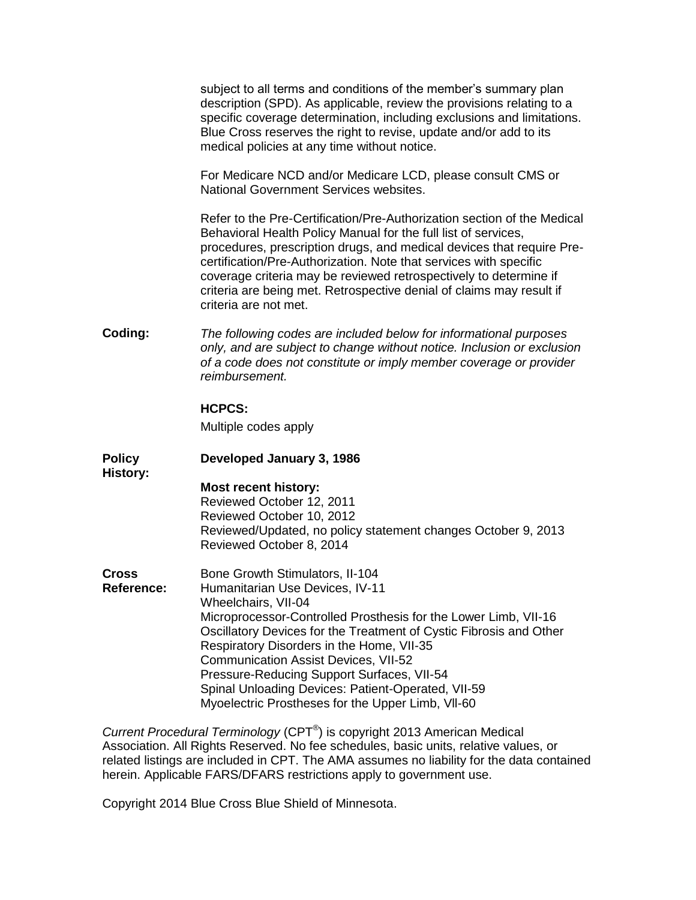subject to all terms and conditions of the member's summary plan description (SPD). As applicable, review the provisions relating to a specific coverage determination, including exclusions and limitations. Blue Cross reserves the right to revise, update and/or add to its medical policies at any time without notice.

For Medicare NCD and/or Medicare LCD, please consult CMS or National Government Services websites.

Refer to the Pre-Certification/Pre-Authorization section of the Medical Behavioral Health Policy Manual for the full list of services, procedures, prescription drugs, and medical devices that require Pre-certification/Pre-Authorization. Note that services with specific coverage criteria may be reviewed retrospectively to determine if criteria are being met. Retrospective denial of claims may result if criteria are not met.

**Coding:**

*The following codes are included below for informational purposes only, and are subject to change without notice. Inclusion or exclusion of a code does not constitute or imply member coverage or provider reimbursement.*

**HCPCS:**

Multiple codes apply

**Policy History:**

**Developed January 3, 1986**

**Most recent history:**
Reviewed October 12, 2011
Reviewed October 10, 2012
Reviewed/Updated, no policy statement changes October 9, 2013
Reviewed October 8, 2014

**Cross Reference:**

Bone Growth Stimulators, II-104
Humanitarian Use Devices, IV-11
Wheelchairs, VII-04
Microprocessor-Controlled Prosthesis for the Lower Limb, VII-16
Oscillatory Devices for the Treatment of Cystic Fibrosis and Other Respiratory Disorders in the Home, VII-35
Communication Assist Devices, VII-52
Pressure-Reducing Support Surfaces, VII-54
Spinal Unloading Devices: Patient-Operated, VII-59
Myoelectric Prostheses for the Upper Limb, Vll-60

*Current Procedural Terminology* (CPT®) is copyright 2013 American Medical Association. All Rights Reserved. No fee schedules, basic units, relative values, or related listings are included in CPT. The AMA assumes no liability for the data contained herein. Applicable FARS/DFARS restrictions apply to government use.

Copyright 2014 Blue Cross Blue Shield of Minnesota.